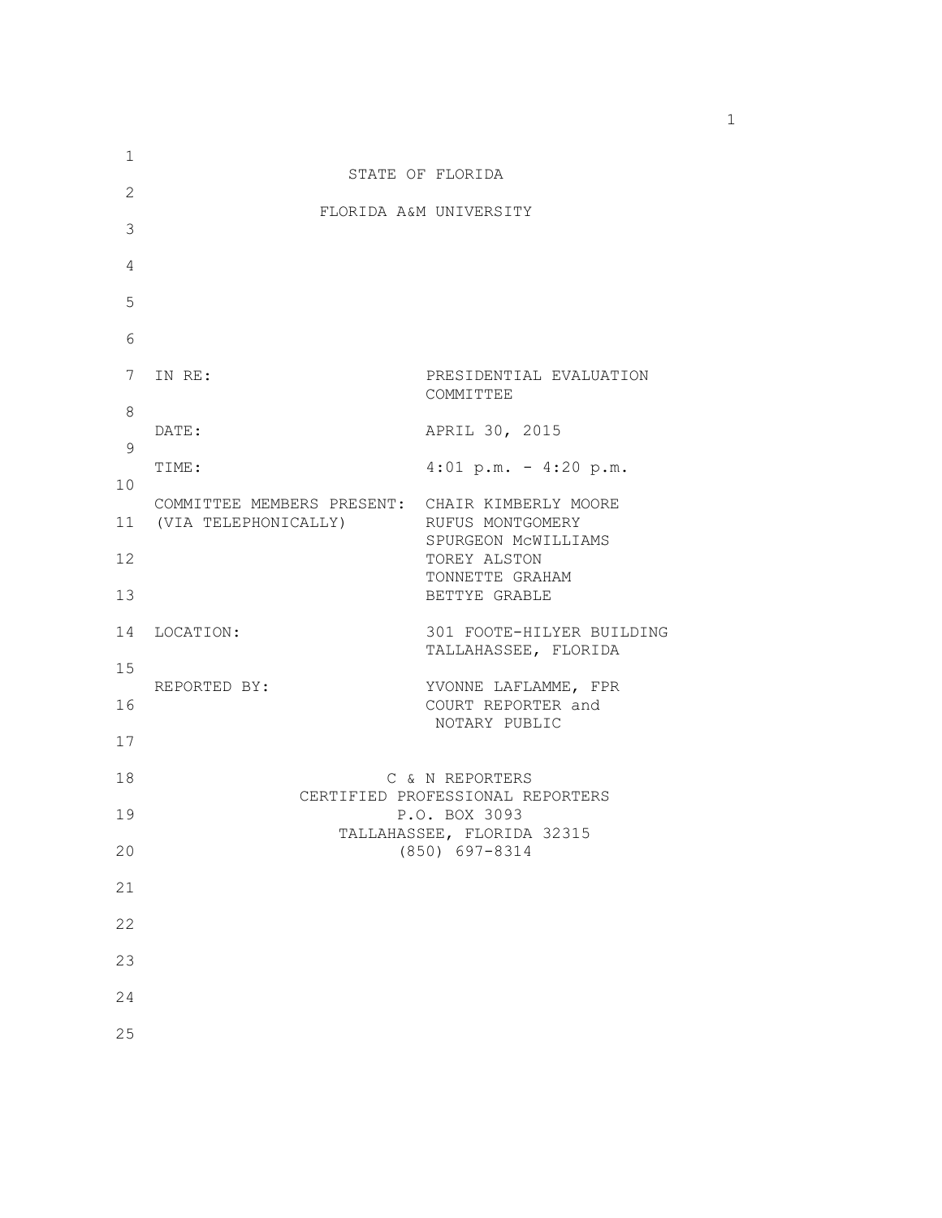STATE OF FLORIDA

FLORIDA A&M UNIVERSITY

| | |
|---|---|
| IN RE: | PRESIDENTIAL EVALUATION COMMITTEE |
| DATE: | APRIL 30, 2015 |
| TIME: | 4:01 p.m. - 4:20 p.m. |
| COMMITTEE MEMBERS PRESENT: (VIA TELEPHONICALLY) | CHAIR KIMBERLY MOORE<br>RUFUS MONTGOMERY<br>SPURGEON McWILLIAMS<br>TOREY ALSTON<br>TONNETTE GRAHAM<br>BETTYE GRABLE |
| LOCATION: | 301 FOOTE-HILYER BUILDING<br>TALLAHASSEE, FLORIDA |
| REPORTED BY: | YVONNE LAFLAMME, FPR<br>COURT REPORTER and<br>NOTARY PUBLIC |

C & N REPORTERS
CERTIFIED PROFESSIONAL REPORTERS
P.O. BOX 3093
TALLAHASSEE, FLORIDA 32315
(850) 697-8314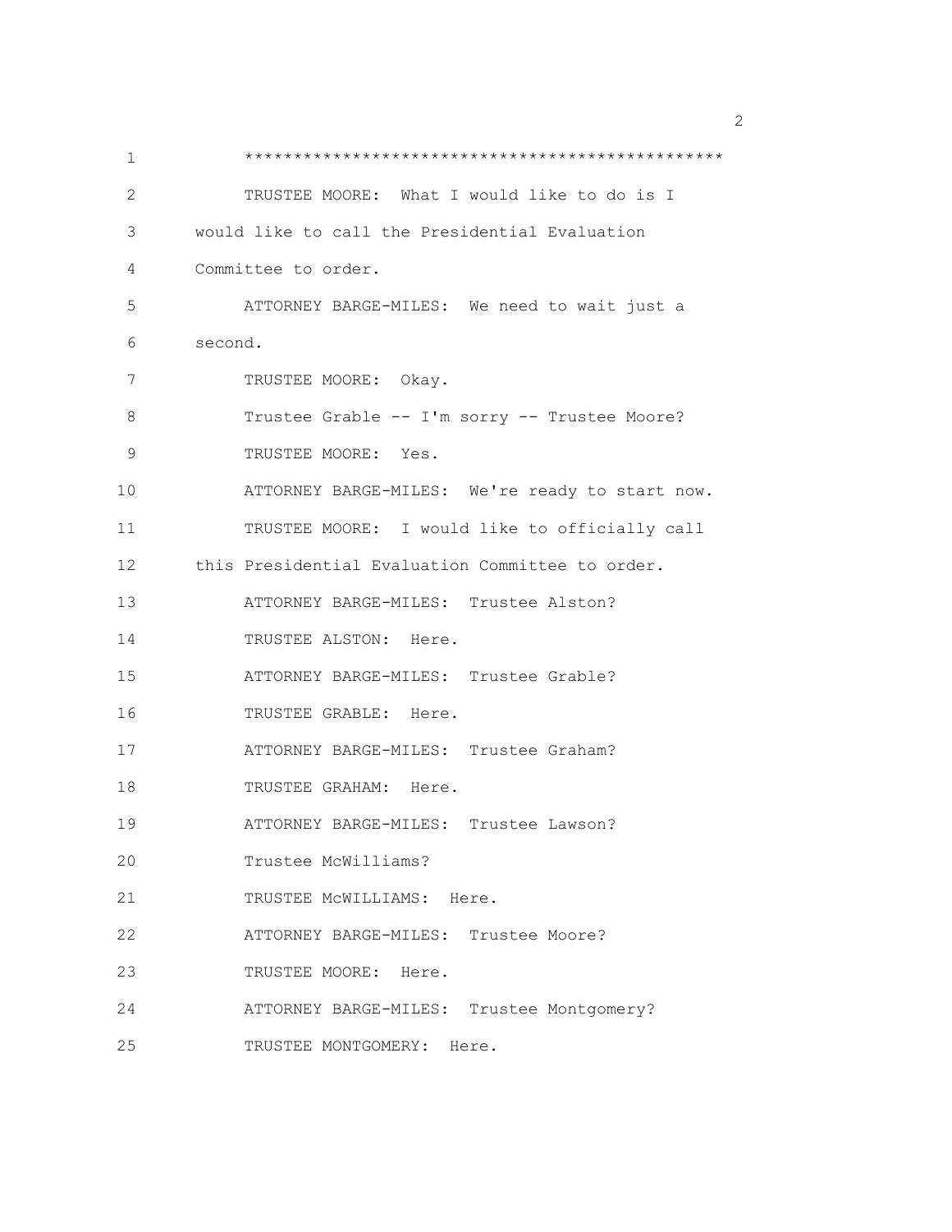\*\*\*\*\*\*\*\*\*\*\*\*\*\*\*\*\*\*\*\*\*\*\*\*\*\*\*\*\*\*\*\*\*\*\*\*\*\*\*\*\*\*\*\*\*\*\*\*\*\*\*\*\*\*

TRUSTEE MOORE: What I would like to do is I would like to call the Presidential Evaluation Committee to order.

ATTORNEY BARGE-MILES: We need to wait just a second.

TRUSTEE MOORE: Okay.

Trustee Grable -- I'm sorry -- Trustee Moore?

TRUSTEE MOORE: Yes.

ATTORNEY BARGE-MILES: We're ready to start now.

TRUSTEE MOORE: I would like to officially call this Presidential Evaluation Committee to order.

ATTORNEY BARGE-MILES: Trustee Alston?

TRUSTEE ALSTON: Here.

ATTORNEY BARGE-MILES: Trustee Grable?

TRUSTEE GRABLE: Here.

ATTORNEY BARGE-MILES: Trustee Graham?

TRUSTEE GRAHAM: Here.

ATTORNEY BARGE-MILES: Trustee Lawson?

Trustee McWilliams?

TRUSTEE McWILLIAMS: Here.

ATTORNEY BARGE-MILES: Trustee Moore?

TRUSTEE MOORE: Here.

ATTORNEY BARGE-MILES: Trustee Montgomery?

TRUSTEE MONTGOMERY: Here.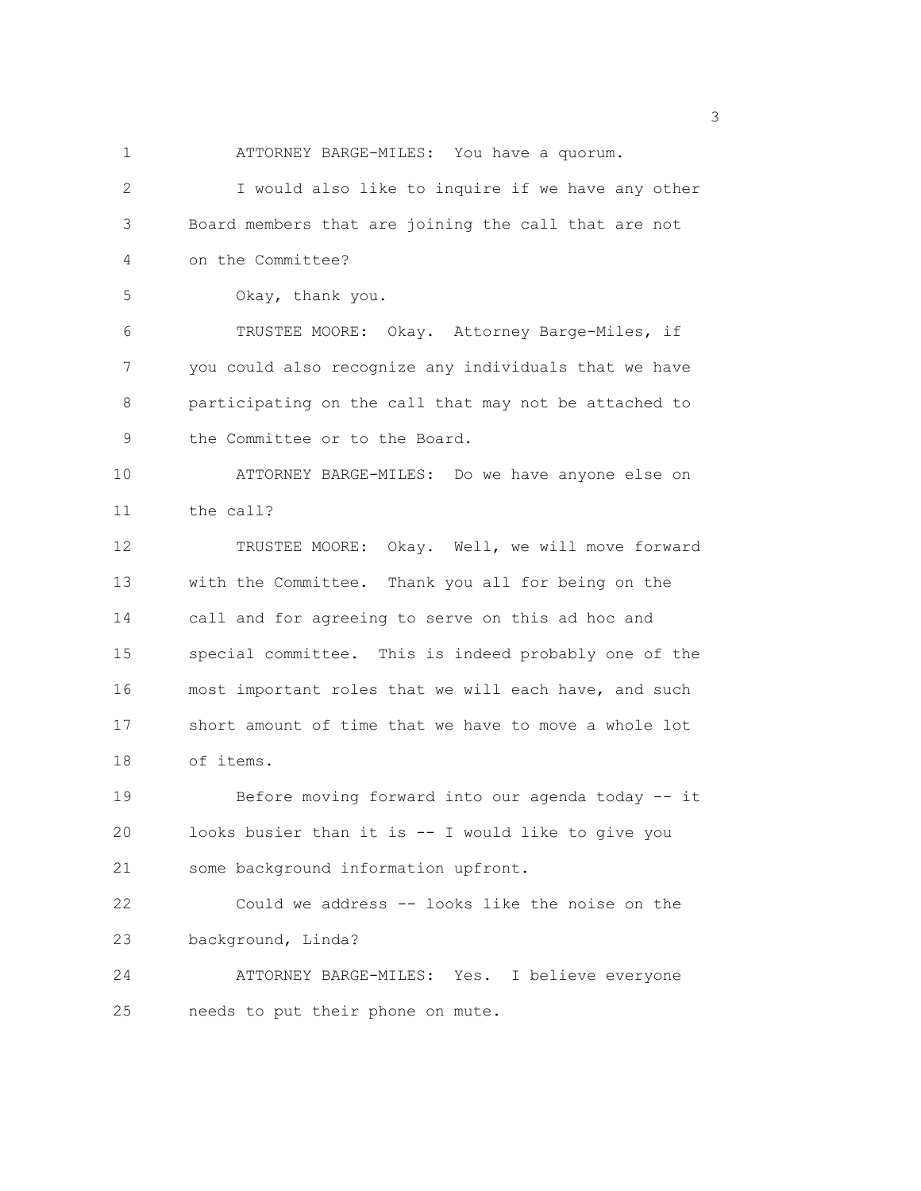ATTORNEY BARGE-MILES: You have a quorum.

I would also like to inquire if we have any other Board members that are joining the call that are not on the Committee?

Okay, thank you.

TRUSTEE MOORE: Okay. Attorney Barge-Miles, if you could also recognize any individuals that we have participating on the call that may not be attached to the Committee or to the Board.

ATTORNEY BARGE-MILES: Do we have anyone else on the call?

TRUSTEE MOORE: Okay. Well, we will move forward with the Committee. Thank you all for being on the call and for agreeing to serve on this ad hoc and special committee. This is indeed probably one of the most important roles that we will each have, and such short amount of time that we have to move a whole lot of items.

Before moving forward into our agenda today -- it looks busier than it is -- I would like to give you some background information upfront.

Could we address -- looks like the noise on the background, Linda?

ATTORNEY BARGE-MILES: Yes. I believe everyone needs to put their phone on mute.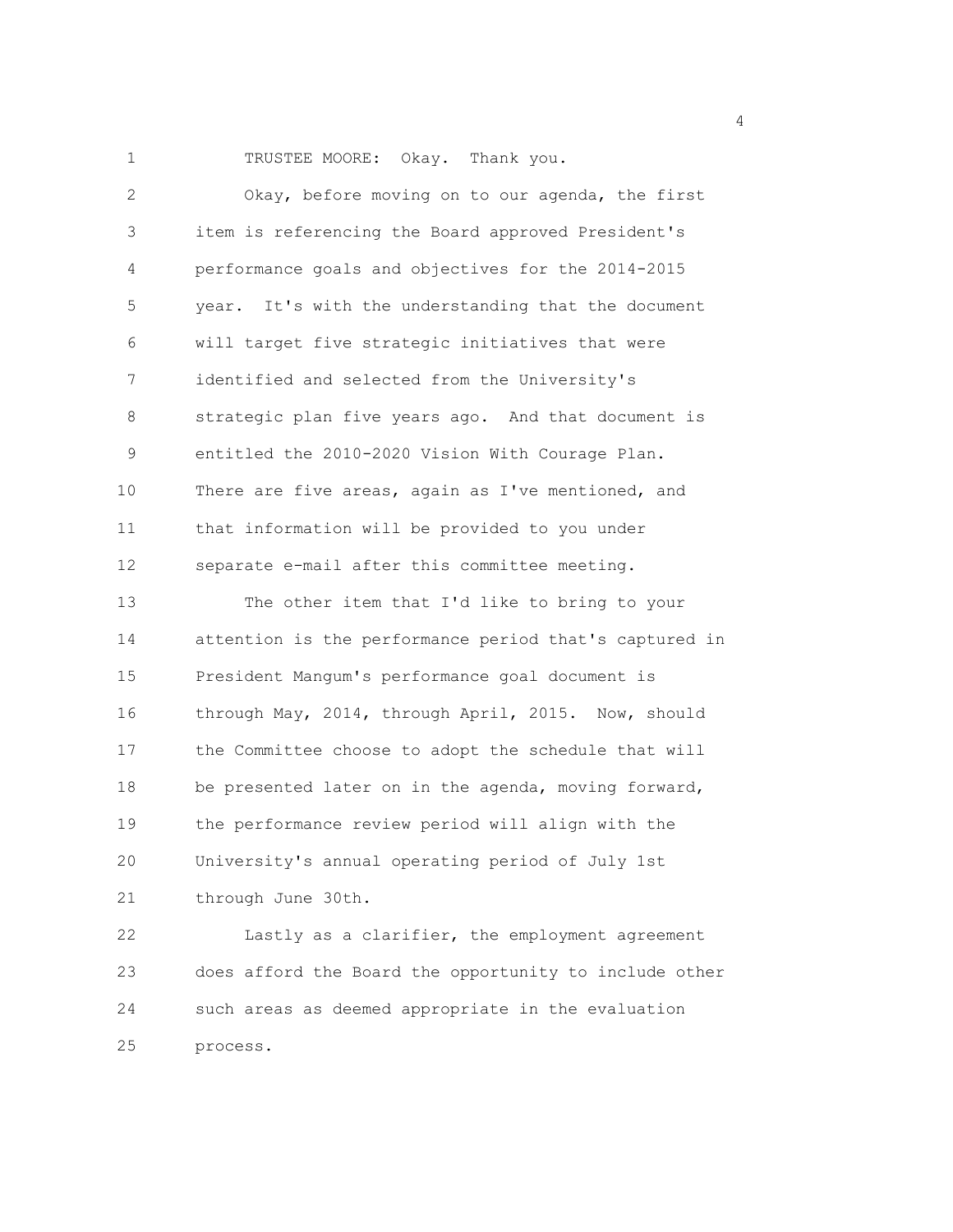TRUSTEE MOORE: Okay. Thank you.

Okay, before moving on to our agenda, the first item is referencing the Board approved President's performance goals and objectives for the 2014-2015 year. It's with the understanding that the document will target five strategic initiatives that were identified and selected from the University's strategic plan five years ago. And that document is entitled the 2010-2020 Vision With Courage Plan. There are five areas, again as I've mentioned, and that information will be provided to you under separate e-mail after this committee meeting.

The other item that I'd like to bring to your attention is the performance period that's captured in President Mangum's performance goal document is through May, 2014, through April, 2015. Now, should the Committee choose to adopt the schedule that will be presented later on in the agenda, moving forward, the performance review period will align with the University's annual operating period of July 1st through June 30th.

Lastly as a clarifier, the employment agreement does afford the Board the opportunity to include other such areas as deemed appropriate in the evaluation process.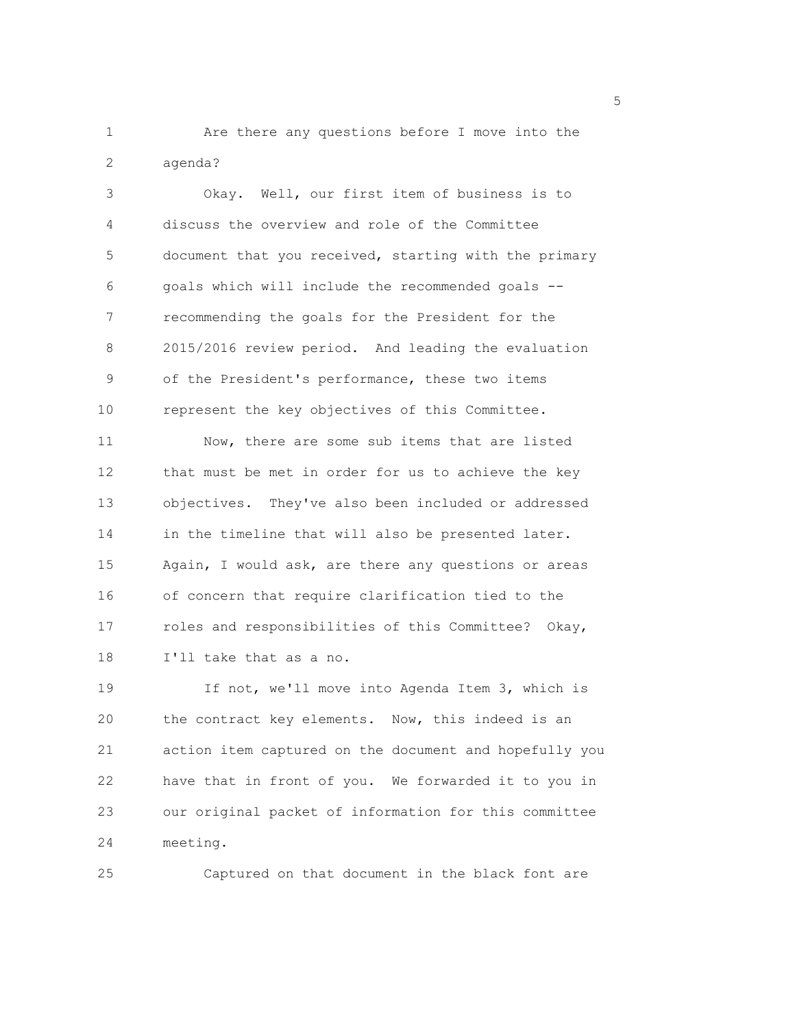Are there any questions before I move into the agenda?

Okay. Well, our first item of business is to discuss the overview and role of the Committee document that you received, starting with the primary goals which will include the recommended goals -- recommending the goals for the President for the 2015/2016 review period. And leading the evaluation of the President's performance, these two items represent the key objectives of this Committee.

Now, there are some sub items that are listed that must be met in order for us to achieve the key objectives. They've also been included or addressed in the timeline that will also be presented later. Again, I would ask, are there any questions or areas of concern that require clarification tied to the roles and responsibilities of this Committee? Okay, I'll take that as a no.

If not, we'll move into Agenda Item 3, which is the contract key elements. Now, this indeed is an action item captured on the document and hopefully you have that in front of you. We forwarded it to you in our original packet of information for this committee meeting.

Captured on that document in the black font are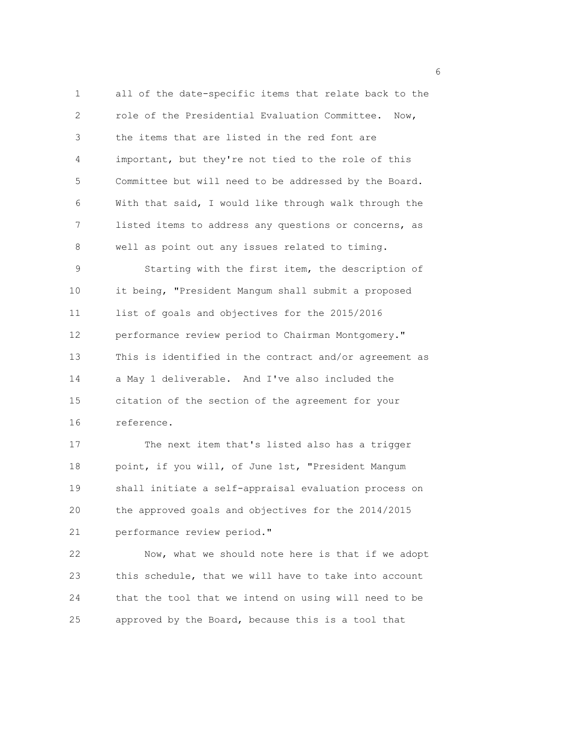all of the date-specific items that relate back to the role of the Presidential Evaluation Committee. Now, the items that are listed in the red font are important, but they're not tied to the role of this Committee but will need to be addressed by the Board. With that said, I would like through walk through the listed items to address any questions or concerns, as well as point out any issues related to timing.

Starting with the first item, the description of it being, "President Mangum shall submit a proposed list of goals and objectives for the 2015/2016 performance review period to Chairman Montgomery." This is identified in the contract and/or agreement as a May 1 deliverable. And I've also included the citation of the section of the agreement for your reference.

The next item that's listed also has a trigger point, if you will, of June 1st, "President Mangum shall initiate a self-appraisal evaluation process on the approved goals and objectives for the 2014/2015 performance review period."

Now, what we should note here is that if we adopt this schedule, that we will have to take into account that the tool that we intend on using will need to be approved by the Board, because this is a tool that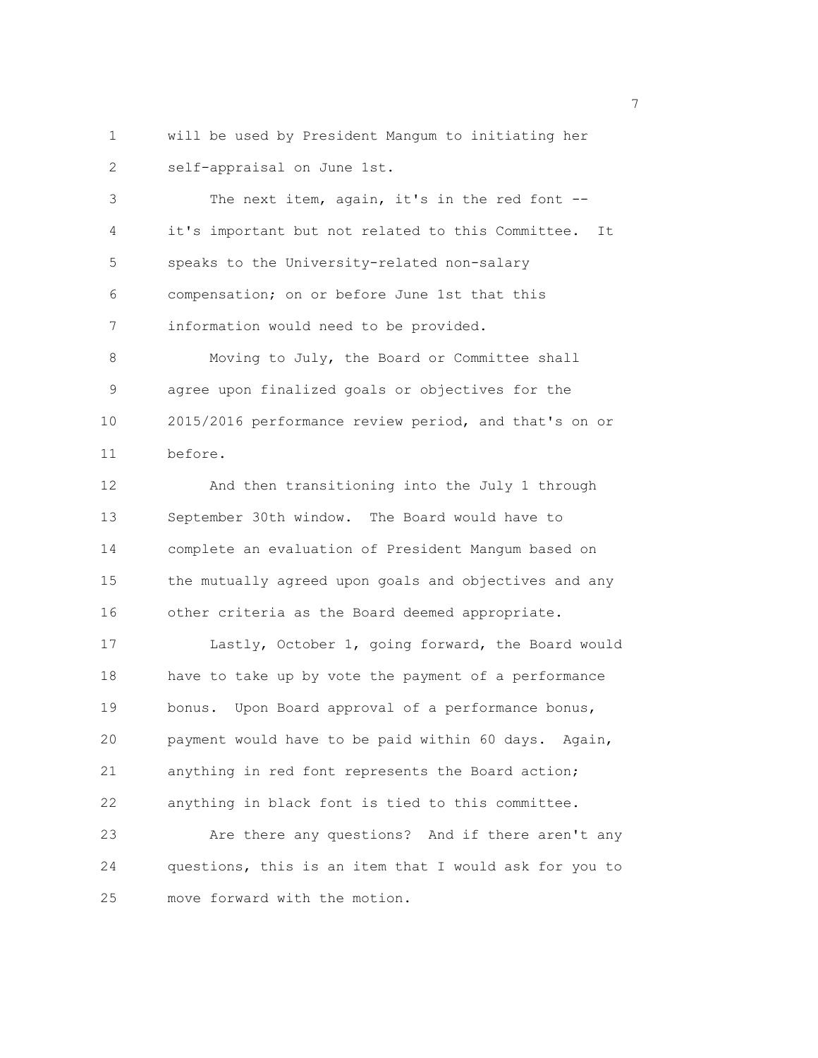will be used by President Mangum to initiating her self-appraisal on June 1st.

The next item, again, it's in the red font -- it's important but not related to this Committee. It speaks to the University-related non-salary compensation; on or before June 1st that this information would need to be provided.

Moving to July, the Board or Committee shall agree upon finalized goals or objectives for the 2015/2016 performance review period, and that's on or before.

And then transitioning into the July 1 through September 30th window. The Board would have to complete an evaluation of President Mangum based on the mutually agreed upon goals and objectives and any other criteria as the Board deemed appropriate.

Lastly, October 1, going forward, the Board would have to take up by vote the payment of a performance bonus. Upon Board approval of a performance bonus, payment would have to be paid within 60 days. Again, anything in red font represents the Board action; anything in black font is tied to this committee.

Are there any questions? And if there aren't any questions, this is an item that I would ask for you to move forward with the motion.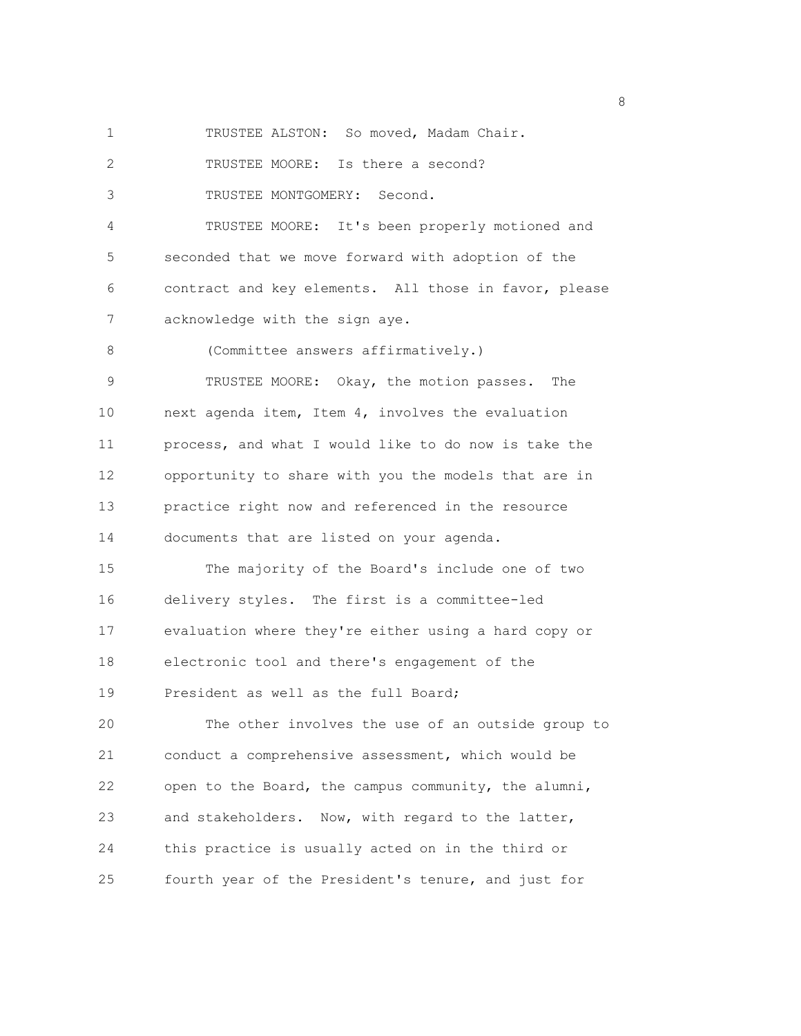TRUSTEE ALSTON: So moved, Madam Chair.

TRUSTEE MOORE: Is there a second?

TRUSTEE MONTGOMERY: Second.

TRUSTEE MOORE: It's been properly motioned and seconded that we move forward with adoption of the contract and key elements. All those in favor, please acknowledge with the sign aye.

(Committee answers affirmatively.)

TRUSTEE MOORE: Okay, the motion passes. The next agenda item, Item 4, involves the evaluation process, and what I would like to do now is take the opportunity to share with you the models that are in practice right now and referenced in the resource documents that are listed on your agenda.

The majority of the Board's include one of two delivery styles. The first is a committee-led evaluation where they're either using a hard copy or electronic tool and there's engagement of the President as well as the full Board;

The other involves the use of an outside group to conduct a comprehensive assessment, which would be open to the Board, the campus community, the alumni, and stakeholders. Now, with regard to the latter, this practice is usually acted on in the third or fourth year of the President's tenure, and just for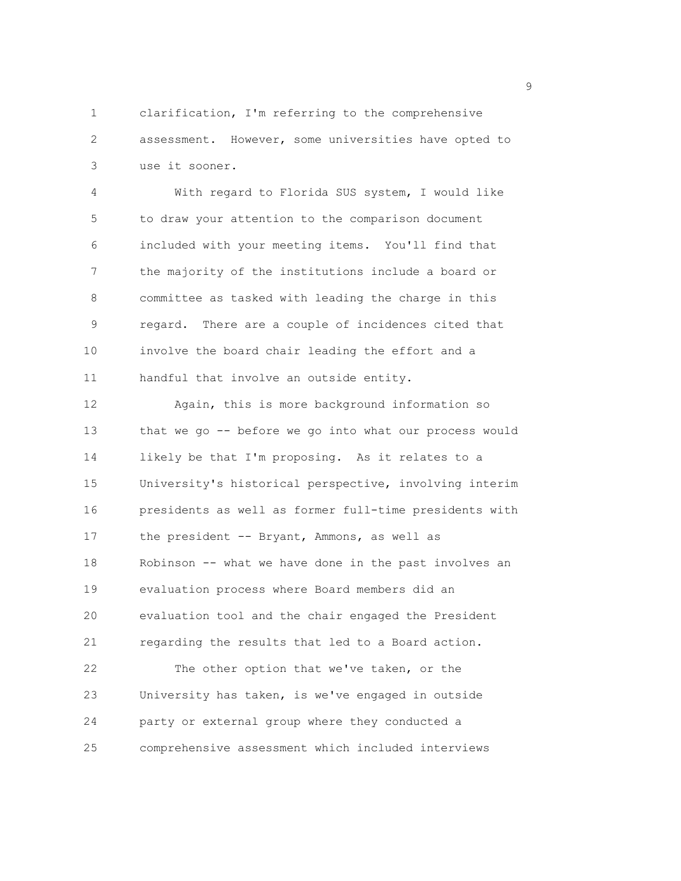clarification, I'm referring to the comprehensive assessment. However, some universities have opted to use it sooner.

With regard to Florida SUS system, I would like to draw your attention to the comparison document included with your meeting items. You'll find that the majority of the institutions include a board or committee as tasked with leading the charge in this regard. There are a couple of incidences cited that involve the board chair leading the effort and a handful that involve an outside entity.

Again, this is more background information so that we go -- before we go into what our process would likely be that I'm proposing. As it relates to a University's historical perspective, involving interim presidents as well as former full-time presidents with the president -- Bryant, Ammons, as well as Robinson -- what we have done in the past involves an evaluation process where Board members did an evaluation tool and the chair engaged the President regarding the results that led to a Board action.

The other option that we've taken, or the University has taken, is we've engaged in outside party or external group where they conducted a comprehensive assessment which included interviews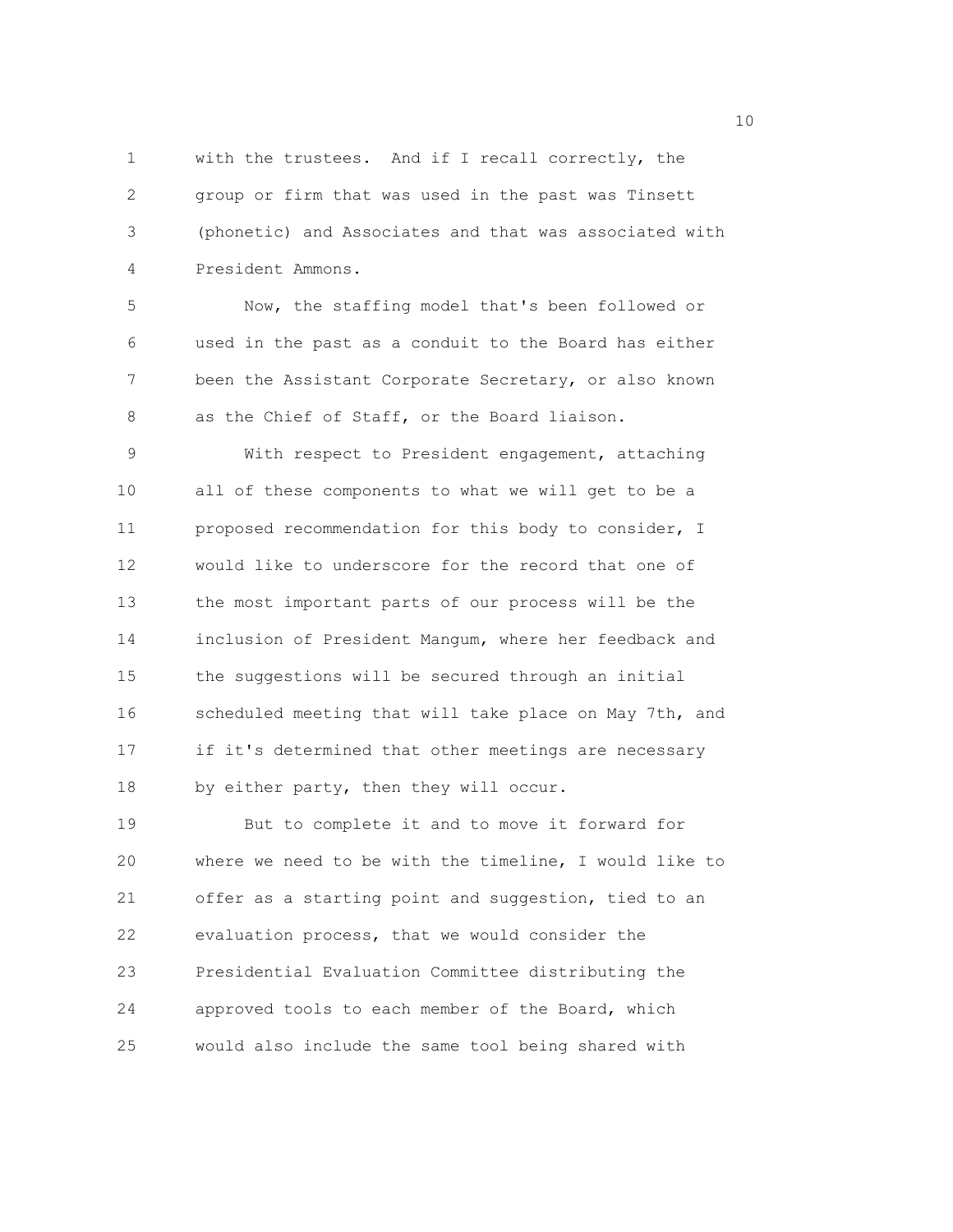with the trustees. And if I recall correctly, the group or firm that was used in the past was Tinsett (phonetic) and Associates and that was associated with President Ammons.

Now, the staffing model that's been followed or used in the past as a conduit to the Board has either been the Assistant Corporate Secretary, or also known as the Chief of Staff, or the Board liaison.

With respect to President engagement, attaching all of these components to what we will get to be a proposed recommendation for this body to consider, I would like to underscore for the record that one of the most important parts of our process will be the inclusion of President Mangum, where her feedback and the suggestions will be secured through an initial scheduled meeting that will take place on May 7th, and if it's determined that other meetings are necessary by either party, then they will occur.

But to complete it and to move it forward for where we need to be with the timeline, I would like to offer as a starting point and suggestion, tied to an evaluation process, that we would consider the Presidential Evaluation Committee distributing the approved tools to each member of the Board, which would also include the same tool being shared with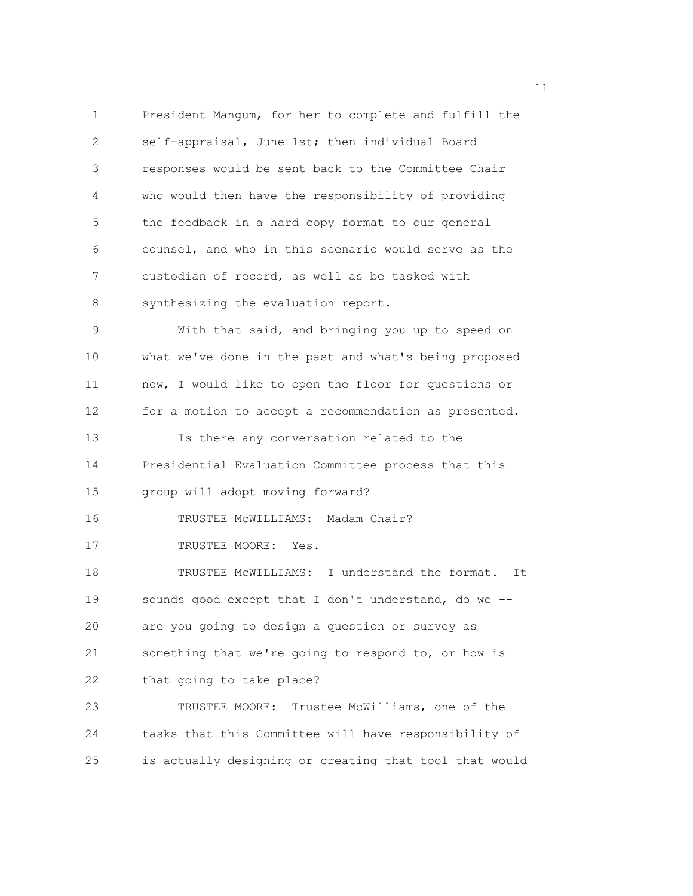President Mangum, for her to complete and fulfill the self-appraisal, June 1st; then individual Board responses would be sent back to the Committee Chair who would then have the responsibility of providing the feedback in a hard copy format to our general counsel, and who in this scenario would serve as the custodian of record, as well as be tasked with synthesizing the evaluation report.

With that said, and bringing you up to speed on what we've done in the past and what's being proposed now, I would like to open the floor for questions or for a motion to accept a recommendation as presented.

Is there any conversation related to the Presidential Evaluation Committee process that this group will adopt moving forward?

TRUSTEE McWILLIAMS: Madam Chair?

TRUSTEE MOORE: Yes.

TRUSTEE McWILLIAMS: I understand the format. It sounds good except that I don't understand, do we -- are you going to design a question or survey as something that we're going to respond to, or how is that going to take place?

TRUSTEE MOORE: Trustee McWilliams, one of the tasks that this Committee will have responsibility of is actually designing or creating that tool that would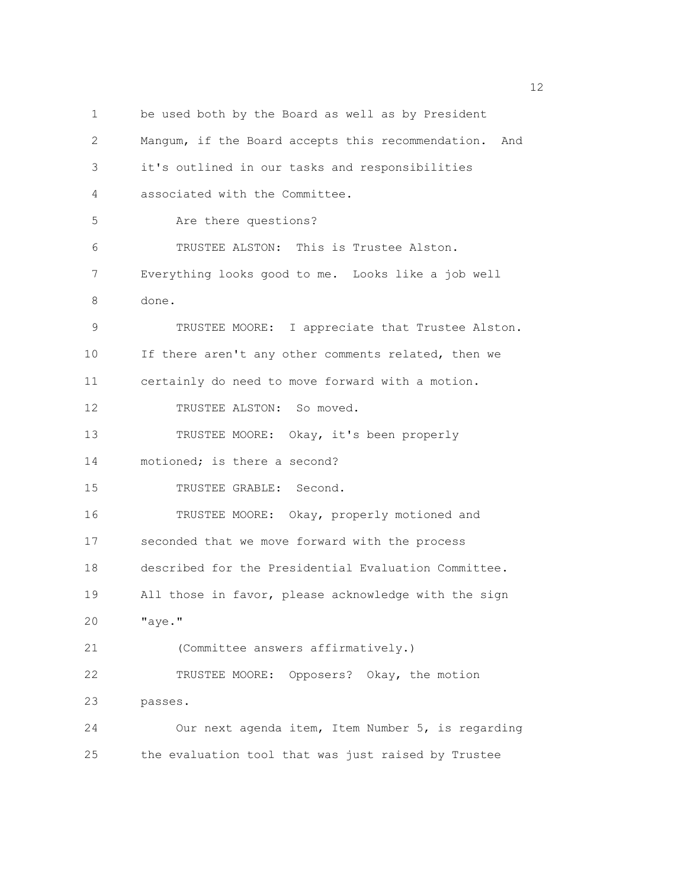be used both by the Board as well as by President Mangum, if the Board accepts this recommendation. And it's outlined in our tasks and responsibilities associated with the Committee.

Are there questions?

TRUSTEE ALSTON: This is Trustee Alston. Everything looks good to me. Looks like a job well done.

TRUSTEE MOORE: I appreciate that Trustee Alston. If there aren't any other comments related, then we certainly do need to move forward with a motion.

TRUSTEE ALSTON: So moved.

TRUSTEE MOORE: Okay, it's been properly motioned; is there a second?

TRUSTEE GRABLE: Second.

TRUSTEE MOORE: Okay, properly motioned and seconded that we move forward with the process described for the Presidential Evaluation Committee. All those in favor, please acknowledge with the sign "aye."

(Committee answers affirmatively.)

TRUSTEE MOORE: Opposers? Okay, the motion passes.

Our next agenda item, Item Number 5, is regarding the evaluation tool that was just raised by Trustee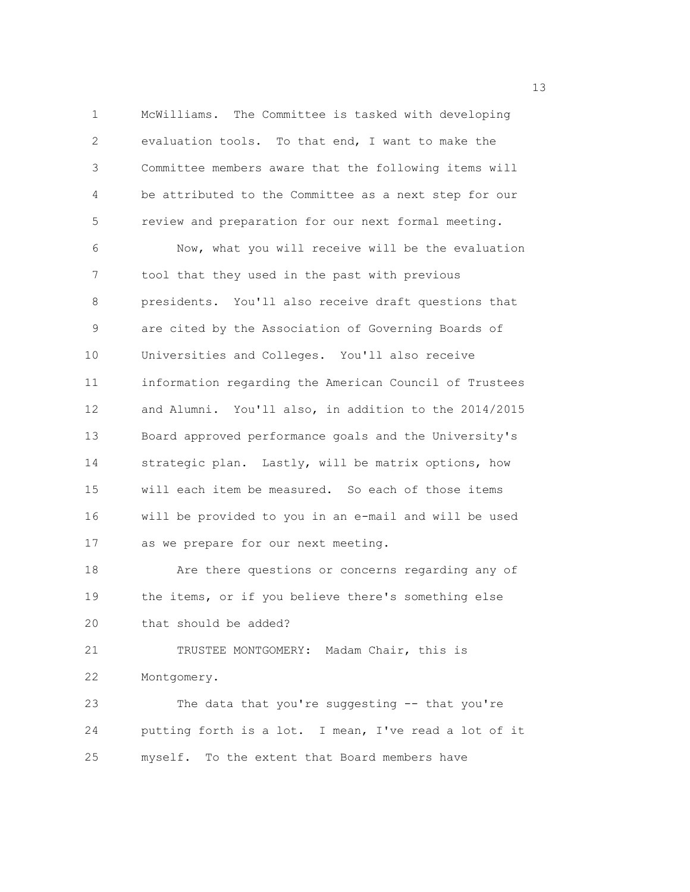McWilliams. The Committee is tasked with developing evaluation tools. To that end, I want to make the Committee members aware that the following items will be attributed to the Committee as a next step for our review and preparation for our next formal meeting.

Now, what you will receive will be the evaluation tool that they used in the past with previous presidents. You'll also receive draft questions that are cited by the Association of Governing Boards of Universities and Colleges. You'll also receive information regarding the American Council of Trustees and Alumni. You'll also, in addition to the 2014/2015 Board approved performance goals and the University's strategic plan. Lastly, will be matrix options, how will each item be measured. So each of those items will be provided to you in an e-mail and will be used as we prepare for our next meeting.

Are there questions or concerns regarding any of the items, or if you believe there's something else that should be added?

TRUSTEE MONTGOMERY: Madam Chair, this is Montgomery.

The data that you're suggesting -- that you're putting forth is a lot. I mean, I've read a lot of it myself. To the extent that Board members have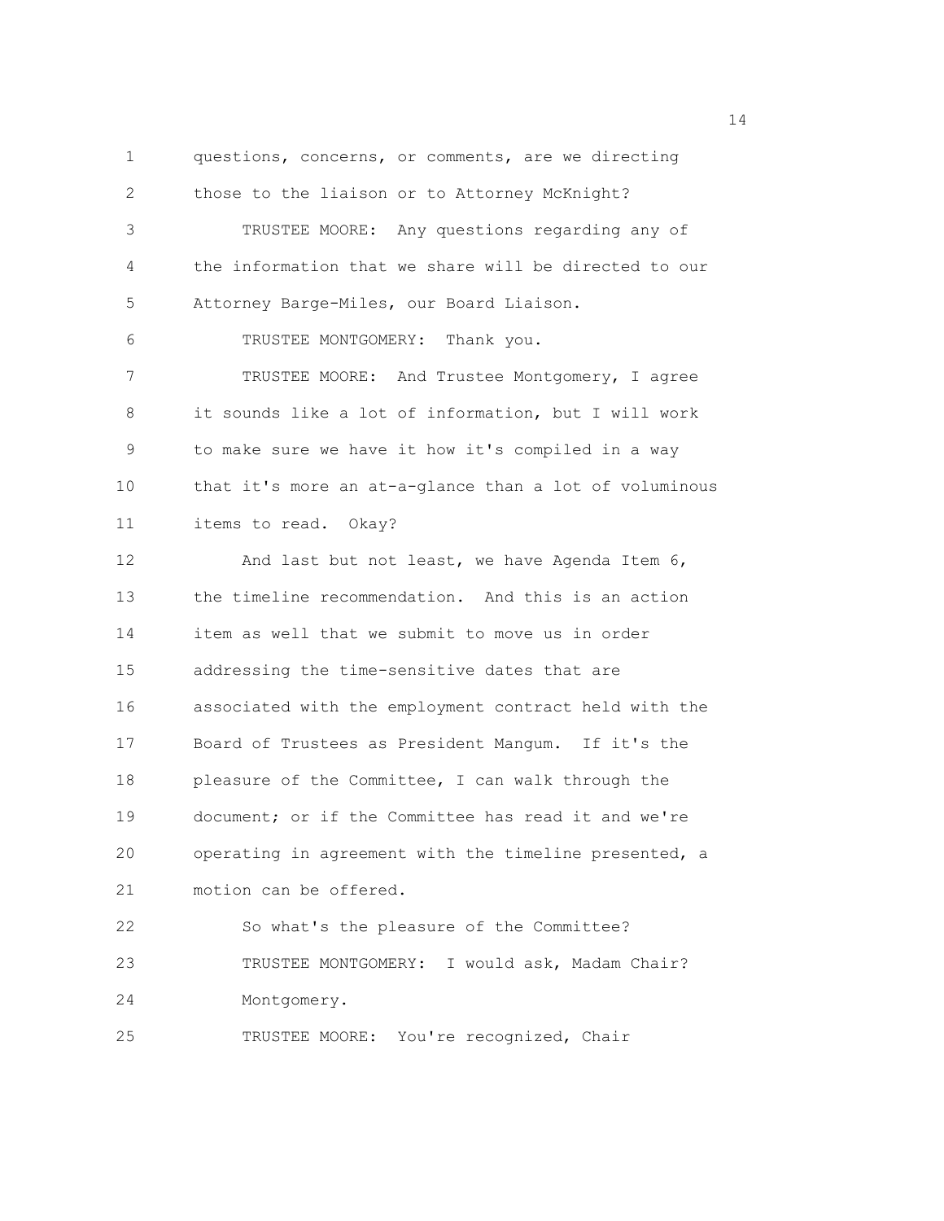questions, concerns, or comments, are we directing those to the liaison or to Attorney McKnight?

TRUSTEE MOORE: Any questions regarding any of the information that we share will be directed to our Attorney Barge-Miles, our Board Liaison.

TRUSTEE MONTGOMERY: Thank you.

TRUSTEE MOORE: And Trustee Montgomery, I agree it sounds like a lot of information, but I will work to make sure we have it how it's compiled in a way that it's more an at-a-glance than a lot of voluminous items to read. Okay?

And last but not least, we have Agenda Item 6, the timeline recommendation. And this is an action item as well that we submit to move us in order addressing the time-sensitive dates that are associated with the employment contract held with the Board of Trustees as President Mangum. If it's the pleasure of the Committee, I can walk through the document; or if the Committee has read it and we're operating in agreement with the timeline presented, a motion can be offered.

So what's the pleasure of the Committee?

TRUSTEE MONTGOMERY: I would ask, Madam Chair? Montgomery.

TRUSTEE MOORE: You're recognized, Chair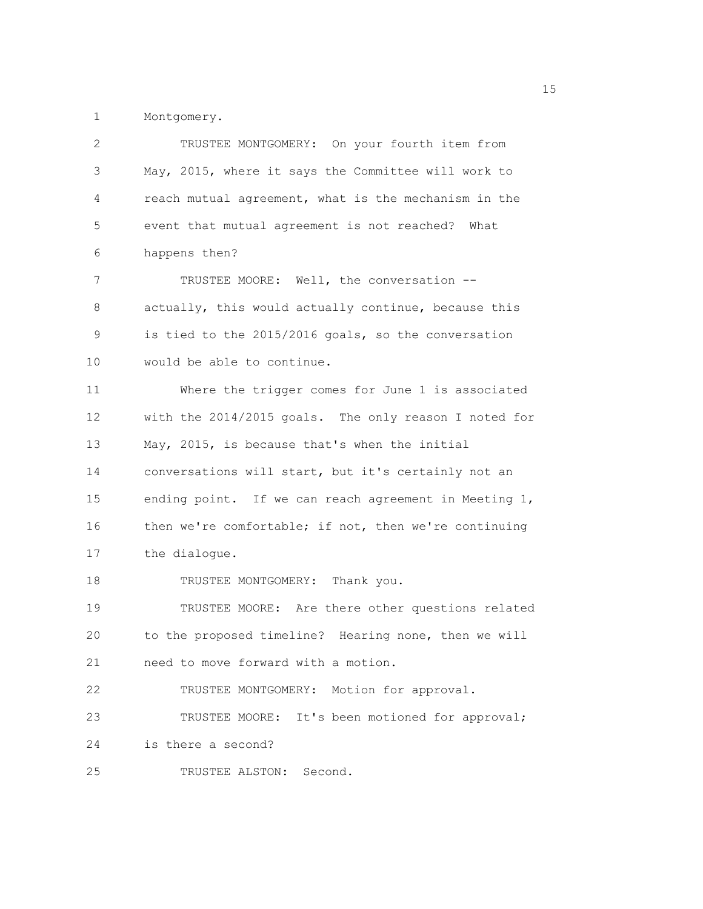Montgomery.

TRUSTEE MONTGOMERY: On your fourth item from May, 2015, where it says the Committee will work to reach mutual agreement, what is the mechanism in the event that mutual agreement is not reached? What happens then?

TRUSTEE MOORE: Well, the conversation -- actually, this would actually continue, because this is tied to the 2015/2016 goals, so the conversation would be able to continue.

Where the trigger comes for June 1 is associated with the 2014/2015 goals. The only reason I noted for May, 2015, is because that's when the initial conversations will start, but it's certainly not an ending point. If we can reach agreement in Meeting 1, then we're comfortable; if not, then we're continuing the dialogue.

TRUSTEE MONTGOMERY: Thank you.

TRUSTEE MOORE: Are there other questions related to the proposed timeline? Hearing none, then we will need to move forward with a motion.

TRUSTEE MONTGOMERY: Motion for approval.

TRUSTEE MOORE: It's been motioned for approval; is there a second?

TRUSTEE ALSTON: Second.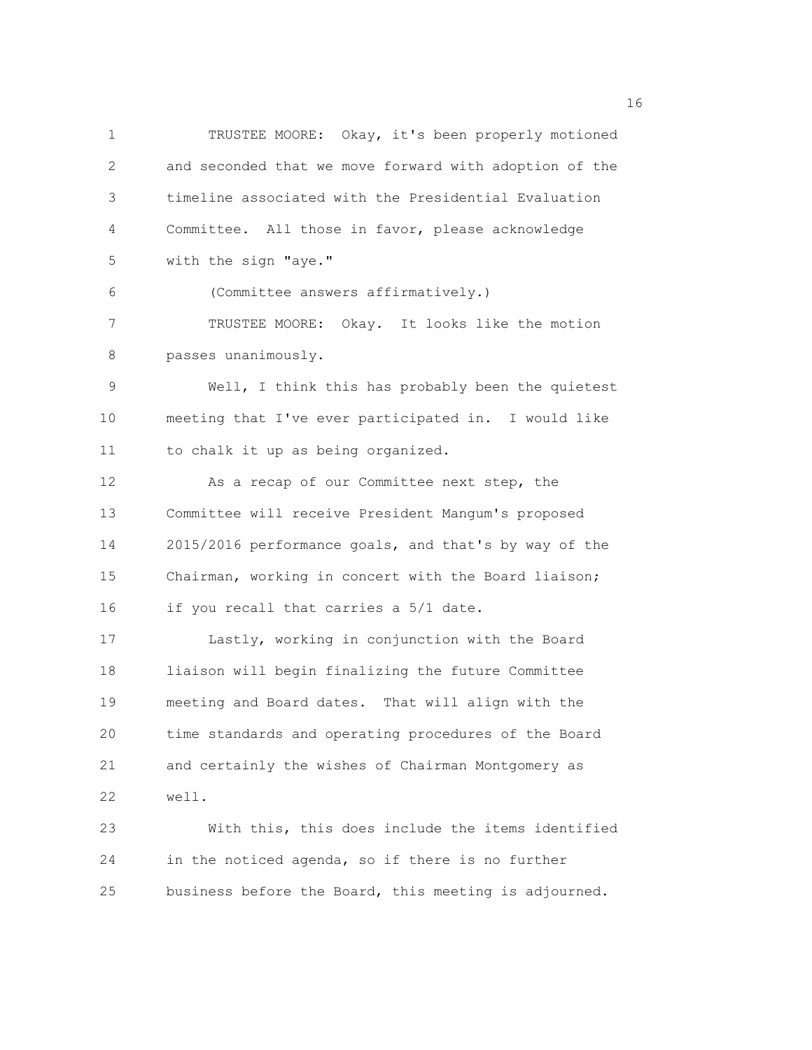TRUSTEE MOORE: Okay, it's been properly motioned and seconded that we move forward with adoption of the timeline associated with the Presidential Evaluation Committee. All those in favor, please acknowledge with the sign "aye."

(Committee answers affirmatively.)

TRUSTEE MOORE: Okay. It looks like the motion passes unanimously.

Well, I think this has probably been the quietest meeting that I've ever participated in. I would like to chalk it up as being organized.

As a recap of our Committee next step, the Committee will receive President Mangum's proposed 2015/2016 performance goals, and that's by way of the Chairman, working in concert with the Board liaison; if you recall that carries a 5/1 date.

Lastly, working in conjunction with the Board liaison will begin finalizing the future Committee meeting and Board dates. That will align with the time standards and operating procedures of the Board and certainly the wishes of Chairman Montgomery as well.

With this, this does include the items identified in the noticed agenda, so if there is no further business before the Board, this meeting is adjourned.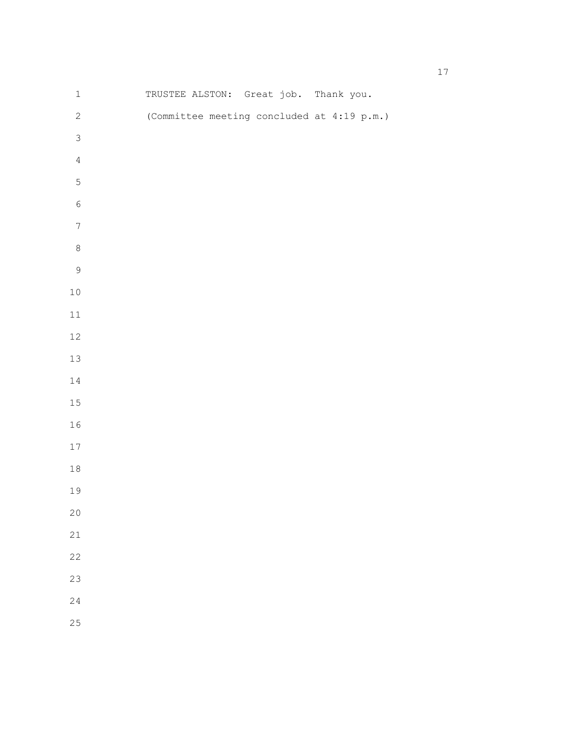TRUSTEE ALSTON: Great job. Thank you.

(Committee meeting concluded at 4:19 p.m.)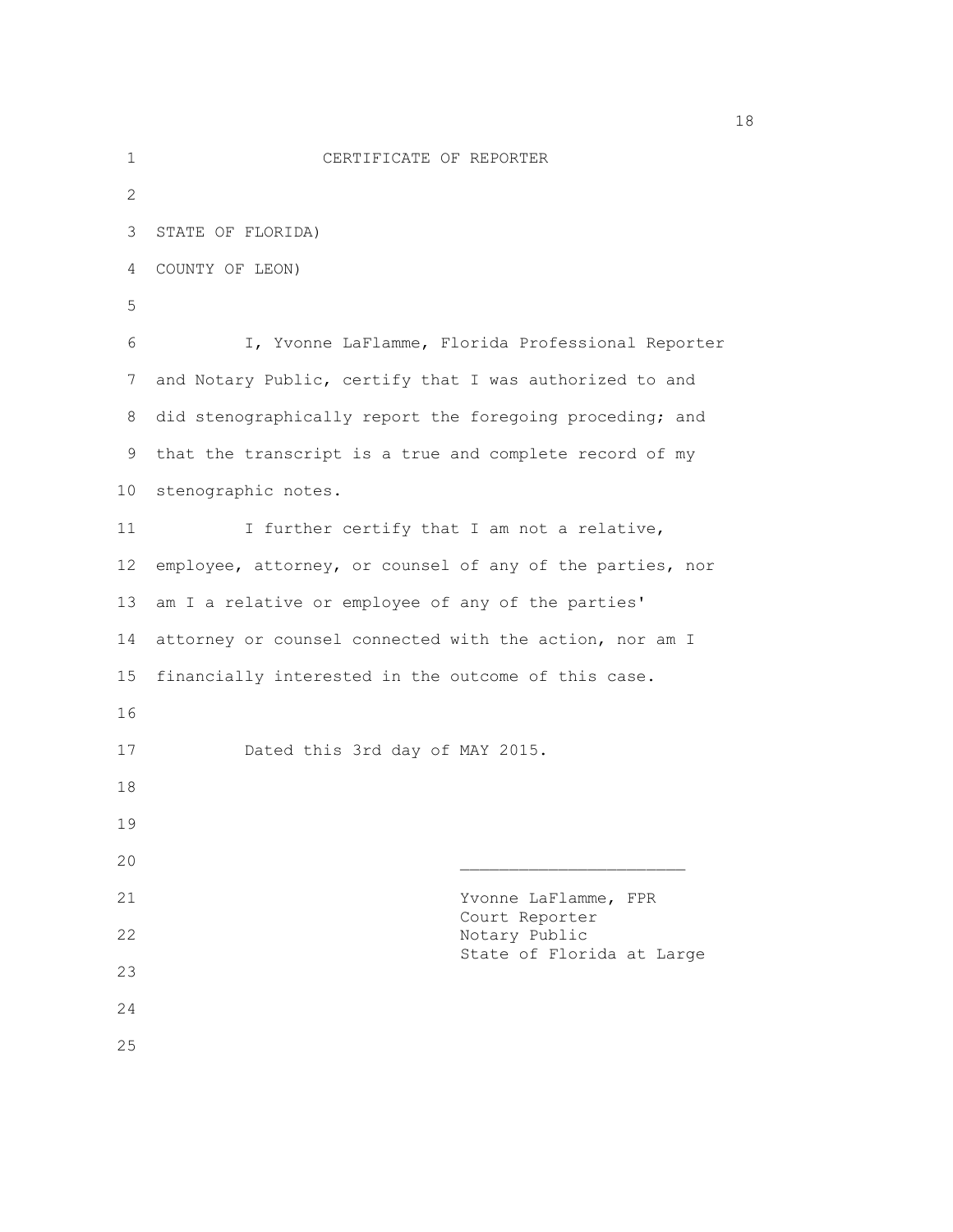# CERTIFICATE OF REPORTER

STATE OF FLORIDA)

COUNTY OF LEON)

I, Yvonne LaFlamme, Florida Professional Reporter and Notary Public, certify that I was authorized to and did stenographically report the foregoing proceding; and that the transcript is a true and complete record of my stenographic notes.

I further certify that I am not a relative, employee, attorney, or counsel of any of the parties, nor am I a relative or employee of any of the parties' attorney or counsel connected with the action, nor am I financially interested in the outcome of this case.

Dated this 3rd day of MAY 2015.

______________________

Yvonne LaFlamme, FPR
Court Reporter
Notary Public
State of Florida at Large